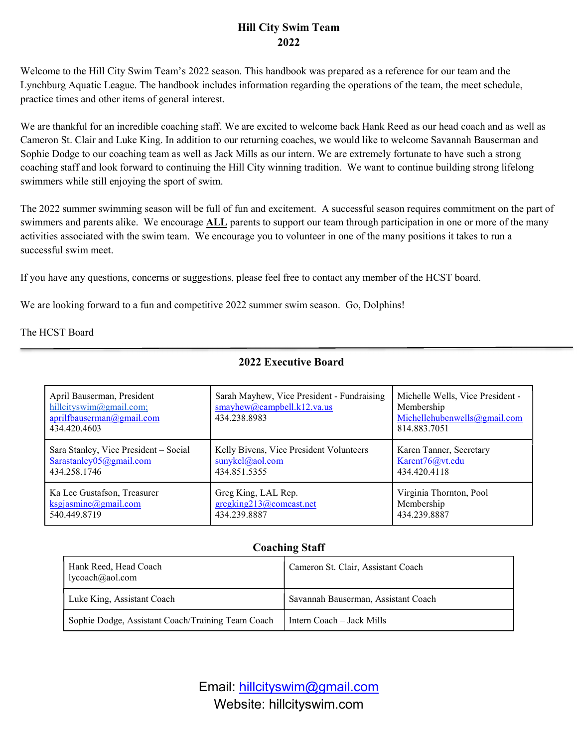# Hill City Swim Team
# 2022

Welcome to the Hill City Swim Team's 2022 season. This handbook was prepared as a reference for our team and the Lynchburg Aquatic League. The handbook includes information regarding the operations of the team, the meet schedule, practice times and other items of general interest.

We are thankful for an incredible coaching staff. We are excited to welcome back Hank Reed as our head coach and as well as Cameron St. Clair and Luke King. In addition to our returning coaches, we would like to welcome Savannah Bauserman and Sophie Dodge to our coaching team as well as Jack Mills as our intern. We are extremely fortunate to have such a strong coaching staff and look forward to continuing the Hill City winning tradition. We want to continue building strong lifelong swimmers while still enjoying the sport of swim.

The 2022 summer swimming season will be full of fun and excitement. A successful season requires commitment on the part of swimmers and parents alike. We encourage **ALL** parents to support our team through participation in one or more of the many activities associated with the swim team. We encourage you to volunteer in one of the many positions it takes to run a successful swim meet.

If you have any questions, concerns or suggestions, please feel free to contact any member of the HCST board.

We are looking forward to a fun and competitive 2022 summer swim season. Go, Dolphins!

The HCST Board

---

## 2022 Executive Board

| | | |
|---|---|---|
| April Bauserman, President<br>hillcityswim@gmail.com;<br>aprilfbauserman@gmail.com<br>434.420.4603 | Sarah Mayhew, Vice President - Fundraising<br>smayhew@campbell.k12.va.us<br>434.238.8983 | Michelle Wells, Vice President - Membership<br>Michellehubenwells@gmail.com<br>814.883.7051 |
| Sara Stanley, Vice President – Social<br>Sarastanley05@gmail.com<br>434.258.1746 | Kelly Bivens, Vice President Volunteers<br>sunykel@aol.com<br>434.851.5355 | Karen Tanner, Secretary<br>Karent76@vt.edu<br>434.420.4118 |
| Ka Lee Gustafson, Treasurer<br>ksgjasmine@gmail.com<br>540.449.8719 | Greg King, LAL Rep.<br>gregking213@comcast.net<br>434.239.8887 | Virginia Thornton, Pool Membership<br>434.239.8887 |

## Coaching Staff

| | |
|---|---|
| Hank Reed, Head Coach<br>lycoach@aol.com | Cameron St. Clair, Assistant Coach |
| Luke King, Assistant Coach | Savannah Bauserman, Assistant Coach |
| Sophie Dodge, Assistant Coach/Training Team Coach | Intern Coach – Jack Mills |

Email: hillcityswim@gmail.com
Website: hillcityswim.com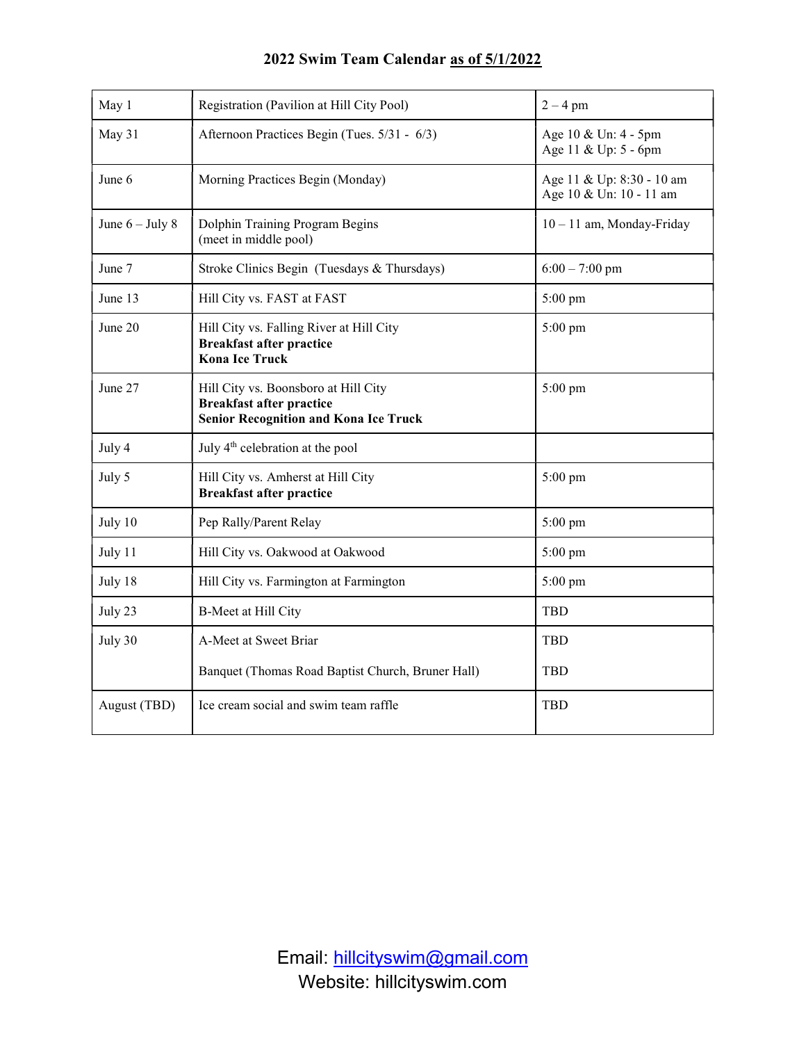# 2022 Swim Team Calendar as of 5/1/2022

| Date | Event | Time |
|---|---|---|
| May 1 | Registration (Pavilion at Hill City Pool) | 2 – 4 pm |
| May 31 | Afternoon Practices Begin (Tues. 5/31 - 6/3) | Age 10 & Un: 4 - 5pm<br>Age 11 & Up: 5 - 6pm |
| June 6 | Morning Practices Begin (Monday) | Age 11 & Up: 8:30 - 10 am<br>Age 10 & Un: 10 - 11 am |
| June 6 – July 8 | Dolphin Training Program Begins<br>(meet in middle pool) | 10 – 11 am, Monday-Friday |
| June 7 | Stroke Clinics Begin (Tuesdays & Thursdays) | 6:00 – 7:00 pm |
| June 13 | Hill City vs. FAST at FAST | 5:00 pm |
| June 20 | Hill City vs. Falling River at Hill City<br>**Breakfast after practice**<br>**Kona Ice Truck** | 5:00 pm |
| June 27 | Hill City vs. Boonsboro at Hill City<br>**Breakfast after practice**<br>**Senior Recognition and Kona Ice Truck** | 5:00 pm |
| July 4 | July 4th celebration at the pool | |
| July 5 | Hill City vs. Amherst at Hill City<br>**Breakfast after practice** | 5:00 pm |
| July 10 | Pep Rally/Parent Relay | 5:00 pm |
| July 11 | Hill City vs. Oakwood at Oakwood | 5:00 pm |
| July 18 | Hill City vs. Farmington at Farmington | 5:00 pm |
| July 23 | B-Meet at Hill City | TBD |
| July 30 | A-Meet at Sweet Briar<br><br>Banquet (Thomas Road Baptist Church, Bruner Hall) | TBD<br><br>TBD |
| August (TBD) | Ice cream social and swim team raffle | TBD |

Email: hillcityswim@gmail.com
Website: hillcityswim.com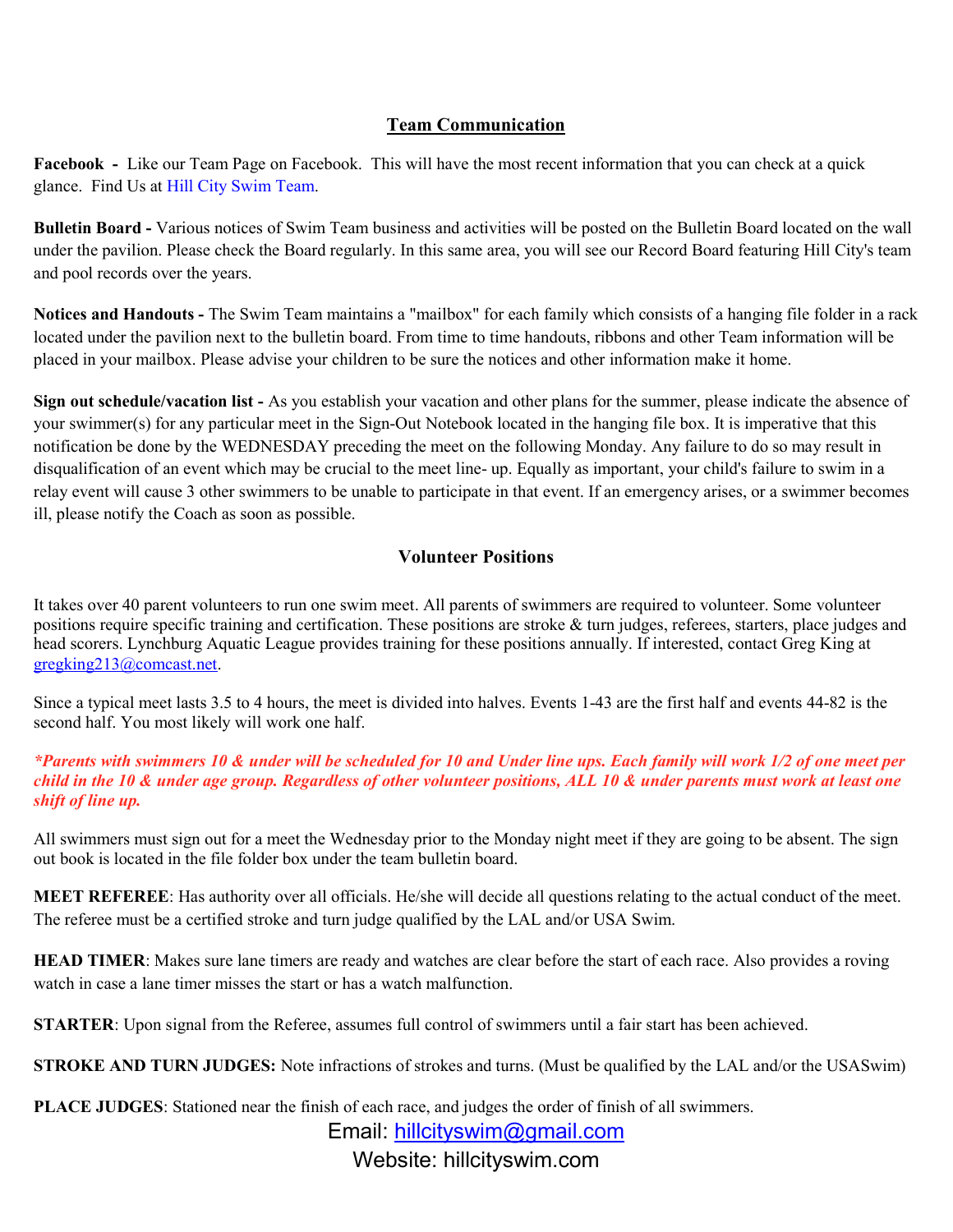## Team Communication

**Facebook -** Like our Team Page on Facebook. This will have the most recent information that you can check at a quick glance. Find Us at Hill City Swim Team.

**Bulletin Board -** Various notices of Swim Team business and activities will be posted on the Bulletin Board located on the wall under the pavilion. Please check the Board regularly. In this same area, you will see our Record Board featuring Hill City's team and pool records over the years.

**Notices and Handouts -** The Swim Team maintains a "mailbox" for each family which consists of a hanging file folder in a rack located under the pavilion next to the bulletin board. From time to time handouts, ribbons and other Team information will be placed in your mailbox. Please advise your children to be sure the notices and other information make it home.

**Sign out schedule/vacation list -** As you establish your vacation and other plans for the summer, please indicate the absence of your swimmer(s) for any particular meet in the Sign-Out Notebook located in the hanging file box. It is imperative that this notification be done by the WEDNESDAY preceding the meet on the following Monday. Any failure to do so may result in disqualification of an event which may be crucial to the meet line- up. Equally as important, your child's failure to swim in a relay event will cause 3 other swimmers to be unable to participate in that event. If an emergency arises, or a swimmer becomes ill, please notify the Coach as soon as possible.

## Volunteer Positions

It takes over 40 parent volunteers to run one swim meet. All parents of swimmers are required to volunteer. Some volunteer positions require specific training and certification. These positions are stroke & turn judges, referees, starters, place judges and head scorers. Lynchburg Aquatic League provides training for these positions annually. If interested, contact Greg King at gregking213@comcast.net.

Since a typical meet lasts 3.5 to 4 hours, the meet is divided into halves. Events 1-43 are the first half and events 44-82 is the second half. You most likely will work one half.

***Parents with swimmers 10 & under will be scheduled for 10 and Under line ups. Each family will work 1/2 of one meet per child in the 10 & under age group. Regardless of other volunteer positions, ALL 10 & under parents must work at least one shift of line up.***

All swimmers must sign out for a meet the Wednesday prior to the Monday night meet if they are going to be absent. The sign out book is located in the file folder box under the team bulletin board.

**MEET REFEREE**: Has authority over all officials. He/she will decide all questions relating to the actual conduct of the meet. The referee must be a certified stroke and turn judge qualified by the LAL and/or USA Swim.

**HEAD TIMER**: Makes sure lane timers are ready and watches are clear before the start of each race. Also provides a roving watch in case a lane timer misses the start or has a watch malfunction.

**STARTER**: Upon signal from the Referee, assumes full control of swimmers until a fair start has been achieved.

**STROKE AND TURN JUDGES:** Note infractions of strokes and turns. (Must be qualified by the LAL and/or the USASwim)

**PLACE JUDGES**: Stationed near the finish of each race, and judges the order of finish of all swimmers.

Email: hillcityswim@gmail.com

Website: hillcityswim.com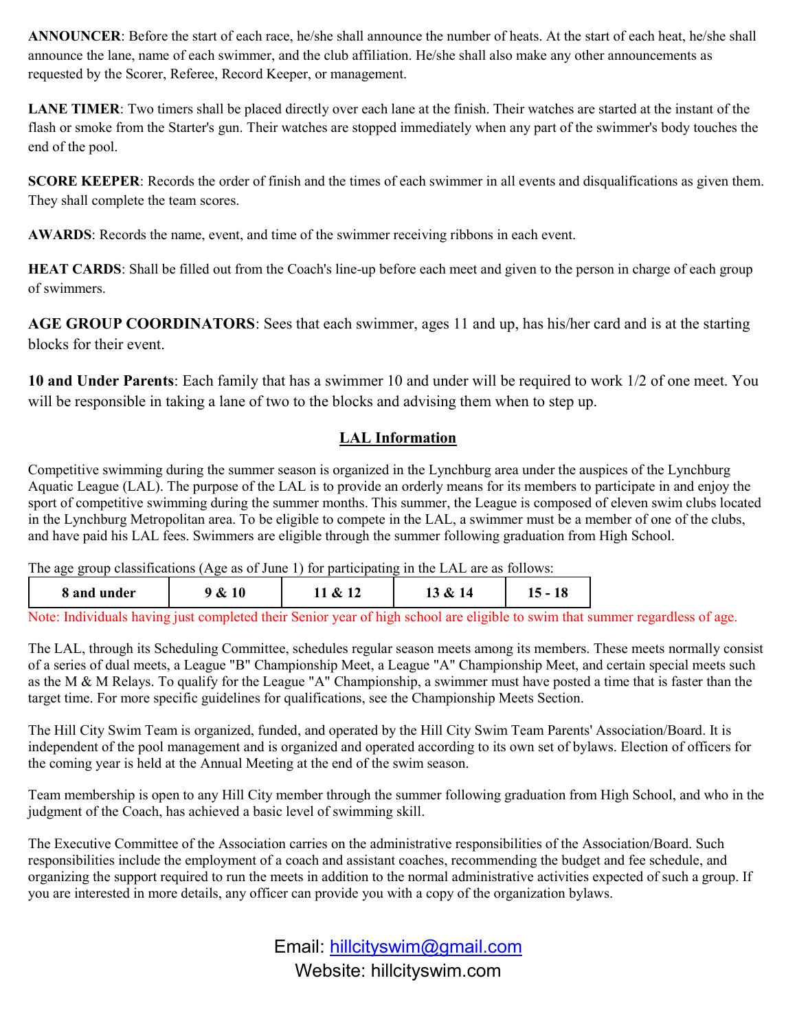**ANNOUNCER**: Before the start of each race, he/she shall announce the number of heats. At the start of each heat, he/she shall announce the lane, name of each swimmer, and the club affiliation. He/she shall also make any other announcements as requested by the Scorer, Referee, Record Keeper, or management.

**LANE TIMER**: Two timers shall be placed directly over each lane at the finish. Their watches are started at the instant of the flash or smoke from the Starter's gun. Their watches are stopped immediately when any part of the swimmer's body touches the end of the pool.

**SCORE KEEPER**: Records the order of finish and the times of each swimmer in all events and disqualifications as given them. They shall complete the team scores.

**AWARDS**: Records the name, event, and time of the swimmer receiving ribbons in each event.

**HEAT CARDS**: Shall be filled out from the Coach's line-up before each meet and given to the person in charge of each group of swimmers.

**AGE GROUP COORDINATORS**: Sees that each swimmer, ages 11 and up, has his/her card and is at the starting blocks for their event.

**10 and Under Parents**: Each family that has a swimmer 10 and under will be required to work 1/2 of one meet. You will be responsible in taking a lane of two to the blocks and advising them when to step up.

## LAL Information

Competitive swimming during the summer season is organized in the Lynchburg area under the auspices of the Lynchburg Aquatic League (LAL). The purpose of the LAL is to provide an orderly means for its members to participate in and enjoy the sport of competitive swimming during the summer months. This summer, the League is composed of eleven swim clubs located in the Lynchburg Metropolitan area. To be eligible to compete in the LAL, a swimmer must be a member of one of the clubs, and have paid his LAL fees. Swimmers are eligible through the summer following graduation from High School.

The age group classifications (Age as of June 1) for participating in the LAL are as follows:

| 8 and under | 9 & 10 | 11 & 12 | 13 & 14 | 15 - 18 |
|---|---|---|---|---|

Note: Individuals having just completed their Senior year of high school are eligible to swim that summer regardless of age.

The LAL, through its Scheduling Committee, schedules regular season meets among its members. These meets normally consist of a series of dual meets, a League "B" Championship Meet, a League "A" Championship Meet, and certain special meets such as the M & M Relays. To qualify for the League "A" Championship, a swimmer must have posted a time that is faster than the target time. For more specific guidelines for qualifications, see the Championship Meets Section.

The Hill City Swim Team is organized, funded, and operated by the Hill City Swim Team Parents' Association/Board. It is independent of the pool management and is organized and operated according to its own set of bylaws. Election of officers for the coming year is held at the Annual Meeting at the end of the swim season.

Team membership is open to any Hill City member through the summer following graduation from High School, and who in the judgment of the Coach, has achieved a basic level of swimming skill.

The Executive Committee of the Association carries on the administrative responsibilities of the Association/Board. Such responsibilities include the employment of a coach and assistant coaches, recommending the budget and fee schedule, and organizing the support required to run the meets in addition to the normal administrative activities expected of such a group. If you are interested in more details, any officer can provide you with a copy of the organization bylaws.

Email: hillcityswim@gmail.com
Website: hillcityswim.com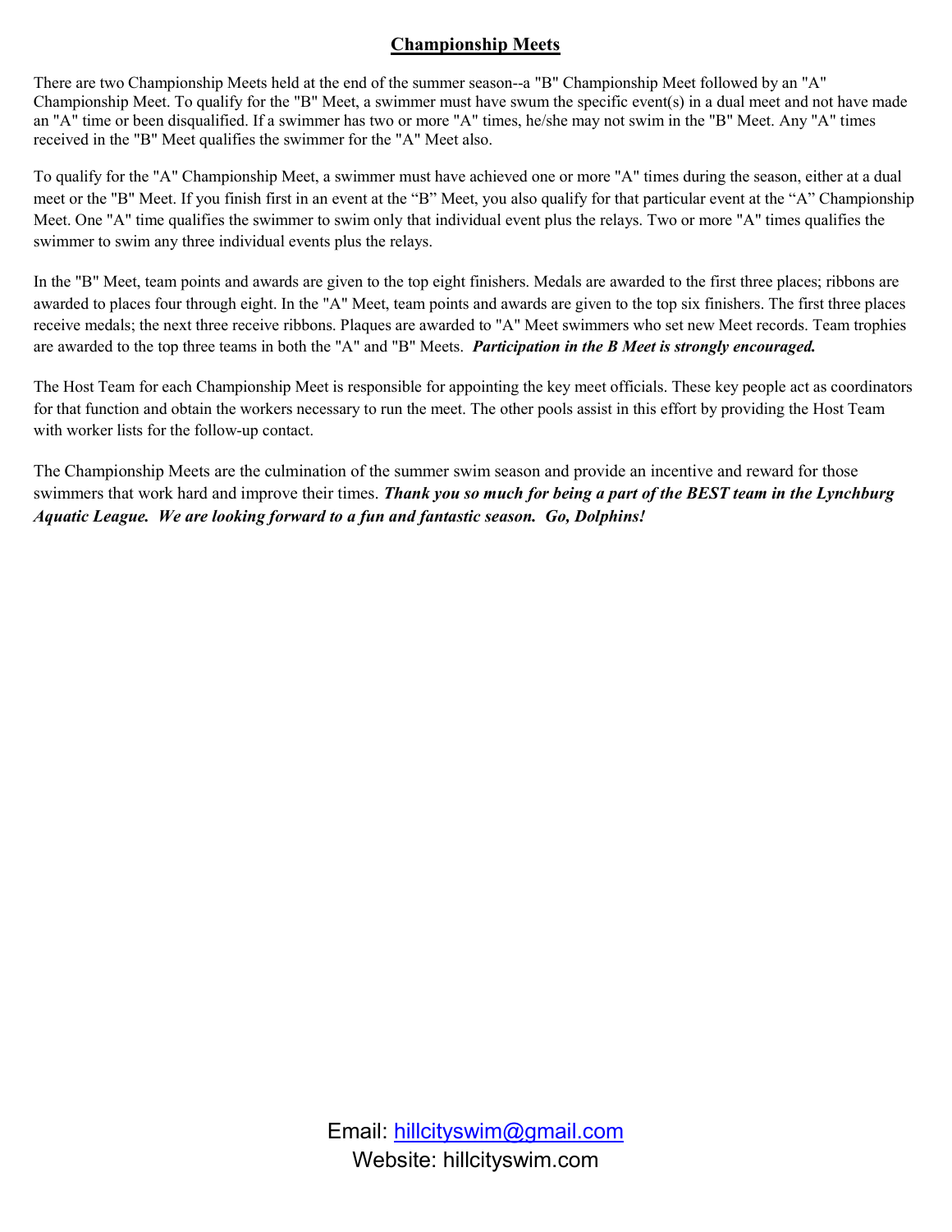## Championship Meets

There are two Championship Meets held at the end of the summer season--a "B" Championship Meet followed by an "A" Championship Meet. To qualify for the "B" Meet, a swimmer must have swum the specific event(s) in a dual meet and not have made an "A" time or been disqualified. If a swimmer has two or more "A" times, he/she may not swim in the "B" Meet. Any "A" times received in the "B" Meet qualifies the swimmer for the "A" Meet also.

To qualify for the "A" Championship Meet, a swimmer must have achieved one or more "A" times during the season, either at a dual meet or the "B" Meet. If you finish first in an event at the "B" Meet, you also qualify for that particular event at the "A" Championship Meet. One "A" time qualifies the swimmer to swim only that individual event plus the relays. Two or more "A" times qualifies the swimmer to swim any three individual events plus the relays.

In the "B" Meet, team points and awards are given to the top eight finishers. Medals are awarded to the first three places; ribbons are awarded to places four through eight. In the "A" Meet, team points and awards are given to the top six finishers. The first three places receive medals; the next three receive ribbons. Plaques are awarded to "A" Meet swimmers who set new Meet records. Team trophies are awarded to the top three teams in both the "A" and "B" Meets. ***Participation in the B Meet is strongly encouraged.***

The Host Team for each Championship Meet is responsible for appointing the key meet officials. These key people act as coordinators for that function and obtain the workers necessary to run the meet. The other pools assist in this effort by providing the Host Team with worker lists for the follow-up contact.

The Championship Meets are the culmination of the summer swim season and provide an incentive and reward for those swimmers that work hard and improve their times. ***Thank you so much for being a part of the BEST team in the Lynchburg Aquatic League. We are looking forward to a fun and fantastic season. Go, Dolphins!***

Email: hillcityswim@gmail.com
Website: hillcityswim.com